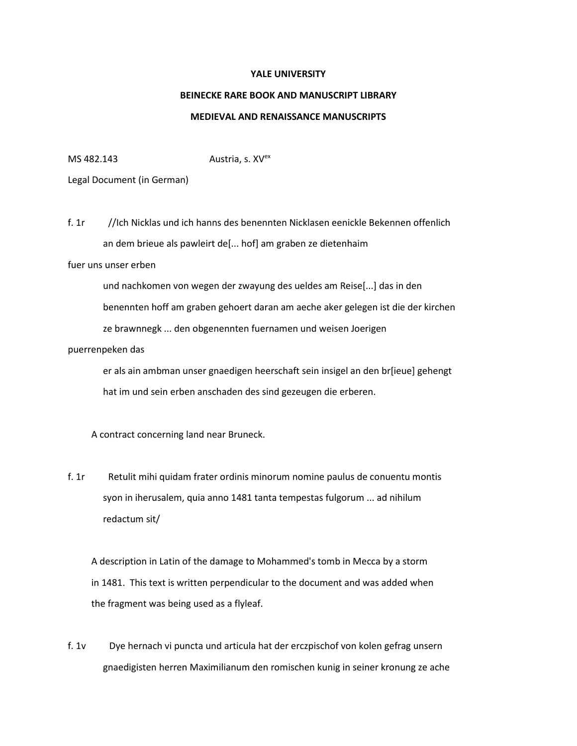**YALE UNIVERSITY**

**BEINECKE RARE BOOK AND MANUSCRIPT LIBRARY**

**MEDIEVAL AND RENAISSANCE MANUSCRIPTS**

MS 482.143 Austria, s. $XV^{ex}$

Legal Document (in German)

f. 1r //Ich Nicklas und ich hanns des benennten Nicklasen eenickle Bekennen offenlich an dem brieue als pawleirt de[... hof] am graben ze dietenhaim

fuer uns unser erben

und nachkomen von wegen der zwayung des ueldes am Reise[...] das in den benennten hoff am graben gehoert daran am aeche aker gelegen ist die der kirchen ze brawnnegk ... den obgenennten fuernamen und weisen Joerigen

puerrenpeken das

er als ain ambman unser gnaedigen heerschaft sein insigel an den br[ieue] gehengt hat im und sein erben anschaden des sind gezeugen die erberen.

A contract concerning land near Bruneck.

f. 1r Retulit mihi quidam frater ordinis minorum nomine paulus de conuentu montis syon in iherusalem, quia anno 1481 tanta tempestas fulgorum ... ad nihilum redactum sit/

A description in Latin of the damage to Mohammed's tomb in Mecca by a storm in 1481. This text is written perpendicular to the document and was added when the fragment was being used as a flyleaf.

f. 1v Dye hernach vi puncta und articula hat der erczpischof von kolen gefrag unsern gnaedigisten herren Maximilianum den romischen kunig in seiner kronung ze ache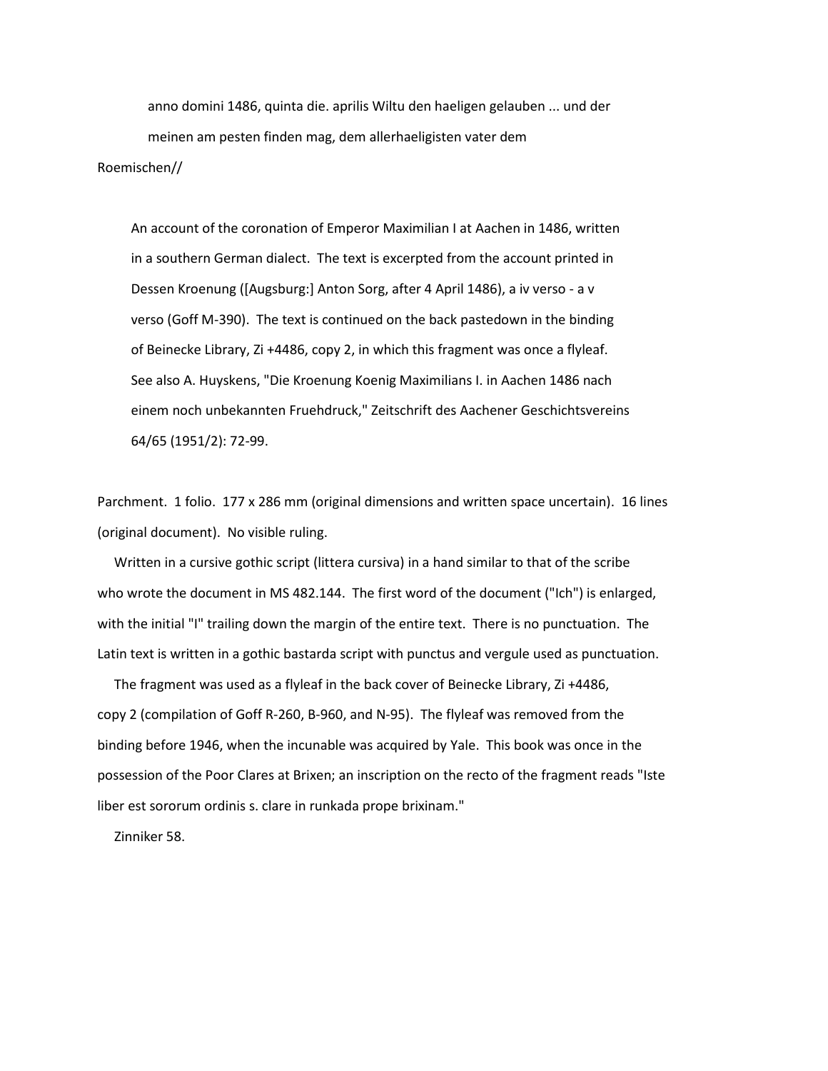anno domini 1486, quinta die. aprilis Wiltu den haeligen gelauben ... und der meinen am pesten finden mag, dem allerhaeligisten vater dem Roemischen//

An account of the coronation of Emperor Maximilian I at Aachen in 1486, written in a southern German dialect. The text is excerpted from the account printed in Dessen Kroenung ([Augsburg:] Anton Sorg, after 4 April 1486), a iv verso - a v verso (Goff M-390). The text is continued on the back pastedown in the binding of Beinecke Library, Zi +4486, copy 2, in which this fragment was once a flyleaf. See also A. Huyskens, "Die Kroenung Koenig Maximilians I. in Aachen 1486 nach einem noch unbekannten Fruehdruck," Zeitschrift des Aachener Geschichtsvereins 64/65 (1951/2): 72-99.

Parchment. 1 folio. 177 x 286 mm (original dimensions and written space uncertain). 16 lines (original document). No visible ruling.

Written in a cursive gothic script (littera cursiva) in a hand similar to that of the scribe who wrote the document in MS 482.144. The first word of the document ("Ich") is enlarged, with the initial "I" trailing down the margin of the entire text. There is no punctuation. The Latin text is written in a gothic bastarda script with punctus and vergule used as punctuation.

The fragment was used as a flyleaf in the back cover of Beinecke Library, Zi +4486, copy 2 (compilation of Goff R-260, B-960, and N-95). The flyleaf was removed from the binding before 1946, when the incunable was acquired by Yale. This book was once in the possession of the Poor Clares at Brixen; an inscription on the recto of the fragment reads "Iste liber est sororum ordinis s. clare in runkada prope brixinam."

Zinniker 58.